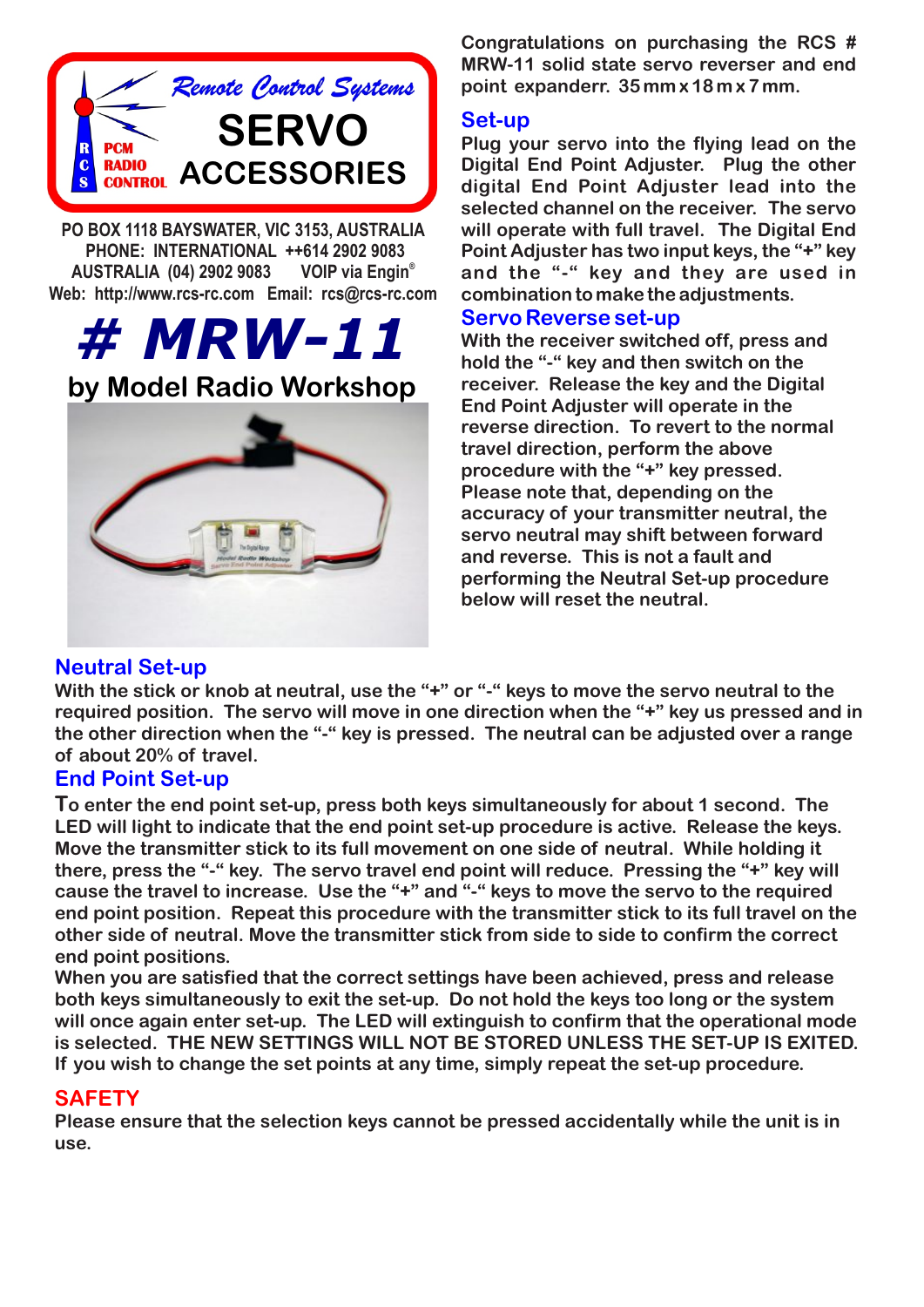Remote Control Systems

RCS PCM RADIO CONTROL

# SERVO ACCESSORIES

PO BOX 1118 BAYSWATER, VIC 3153, AUSTRALIA
PHONE: INTERNATIONAL ++614 2902 9083
AUSTRALIA (04) 2902 9083 VOIP via Engin®
Web: http://www.rcs-rc.com Email: rcs@rcs-rc.com

# # MRW-11

## by Model Radio Workshop

Congratulations on purchasing the RCS # MRW-11 solid state servo reverser and end point expanderr. 35 mm x 18 m x 7 mm.

## Set-up

Plug your servo into the flying lead on the Digital End Point Adjuster. Plug the other digital End Point Adjuster lead into the selected channel on the receiver. The servo will operate with full travel. The Digital End Point Adjuster has two input keys, the "+" key and the "-" key and they are used in combination to make the adjustments.

## Servo Reverse set-up

With the receiver switched off, press and hold the "-" key and then switch on the receiver. Release the key and the Digital End Point Adjuster will operate in the reverse direction. To revert to the normal travel direction, perform the above procedure with the "+" key pressed. Please note that, depending on the accuracy of your transmitter neutral, the servo neutral may shift between forward and reverse. This is not a fault and performing the Neutral Set-up procedure below will reset the neutral.

## Neutral Set-up

With the stick or knob at neutral, use the "+" or "-" keys to move the servo neutral to the required position. The servo will move in one direction when the "+" key us pressed and in the other direction when the "-" key is pressed. The neutral can be adjusted over a range of about 20% of travel.

## End Point Set-up

To enter the end point set-up, press both keys simultaneously for about 1 second. The LED will light to indicate that the end point set-up procedure is active. Release the keys. Move the transmitter stick to its full movement on one side of neutral. While holding it there, press the "-" key. The servo travel end point will reduce. Pressing the "+" key will cause the travel to increase. Use the "+" and "-" keys to move the servo to the required end point position. Repeat this procedure with the transmitter stick to its full travel on the other side of neutral. Move the transmitter stick from side to side to confirm the correct end point positions.

When you are satisfied that the correct settings have been achieved, press and release both keys simultaneously to exit the set-up. Do not hold the keys too long or the system will once again enter set-up. The LED will extinguish to confirm that the operational mode is selected. THE NEW SETTINGS WILL NOT BE STORED UNLESS THE SET-UP IS EXITED. If you wish to change the set points at any time, simply repeat the set-up procedure.

## SAFETY

Please ensure that the selection keys cannot be pressed accidentally while the unit is in use.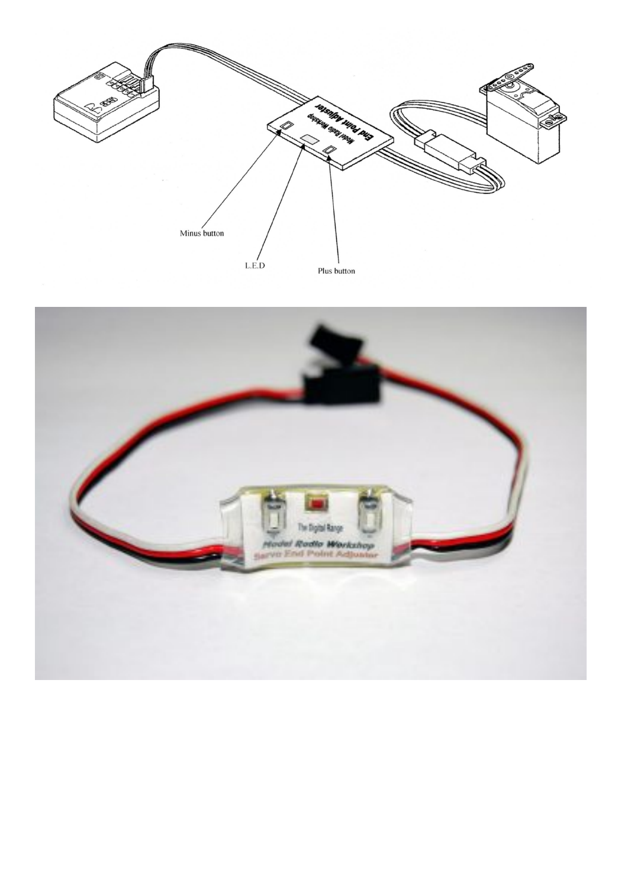Minus button

L.E.D

Plus button